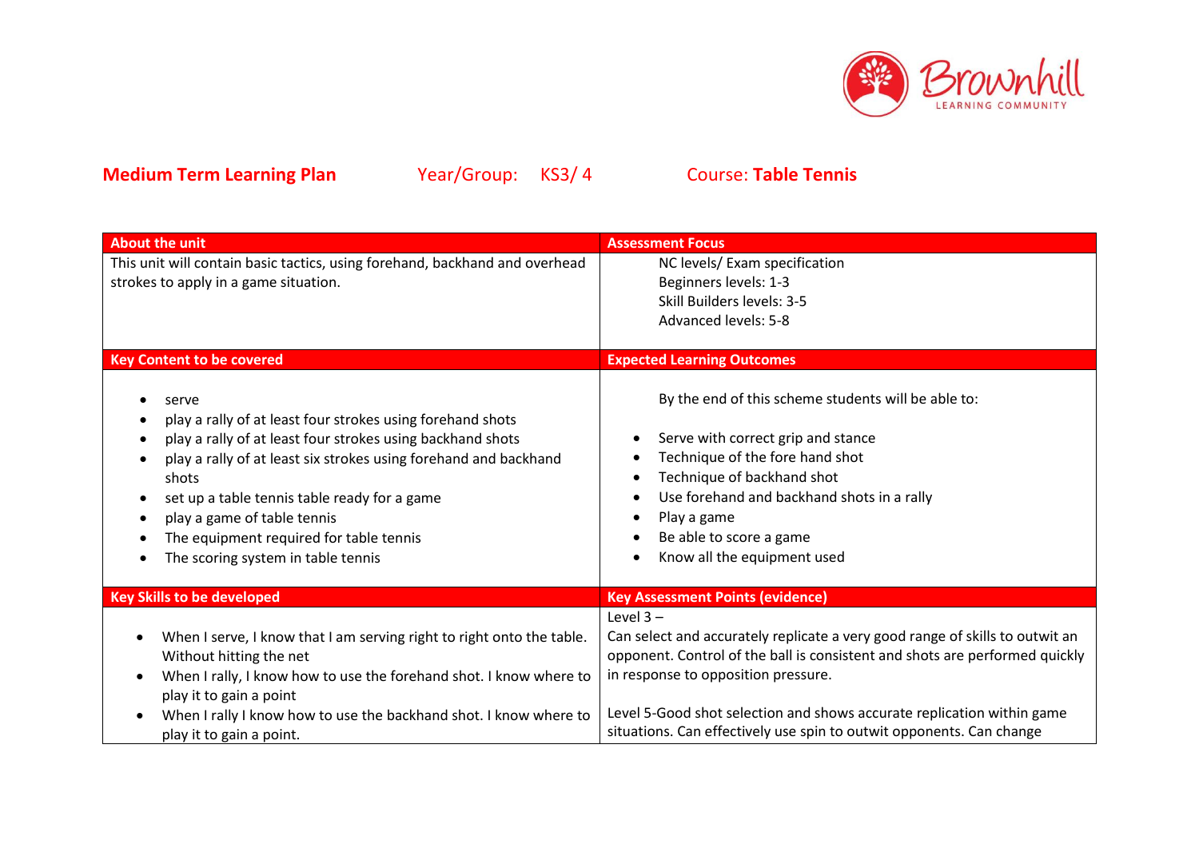**Medium Term Learning Plan** Year/Group: KS3/ 4 Course: **Table Tennis**

| About the unit | Assessment Focus |
| --- | --- |
| This unit will contain basic tactics, using forehand, backhand and overhead strokes to apply in a game situation. | NC levels/ Exam specification<br>Beginners levels: 1-3<br>Skill Builders levels: 3-5<br>Advanced levels: 5-8 |
| **Key Content to be covered** | **Expected Learning Outcomes** |
| • serve<br>• play a rally of at least four strokes using forehand shots<br>• play a rally of at least four strokes using backhand shots<br>• play a rally of at least six strokes using forehand and backhand shots<br>• set up a table tennis table ready for a game<br>• play a game of table tennis<br>• The equipment required for table tennis<br>• The scoring system in table tennis | By the end of this scheme students will be able to:<br>• Serve with correct grip and stance<br>• Technique of the fore hand shot<br>• Technique of backhand shot<br>• Use forehand and backhand shots in a rally<br>• Play a game<br>• Be able to score a game<br>• Know all the equipment used |
| **Key Skills to be developed** | **Key Assessment Points (evidence)** |
| • When I serve, I know that I am serving right to right onto the table. Without hitting the net<br>• When I rally, I know how to use the forehand shot. I know where to play it to gain a point<br>• When I rally I know how to use the backhand shot. I know where to play it to gain a point. | Level 3 –<br>Can select and accurately replicate a very good range of skills to outwit an opponent. Control of the ball is consistent and shots are performed quickly in response to opposition pressure.<br><br>Level 5-Good shot selection and shows accurate replication within game situations. Can effectively use spin to outwit opponents. Can change |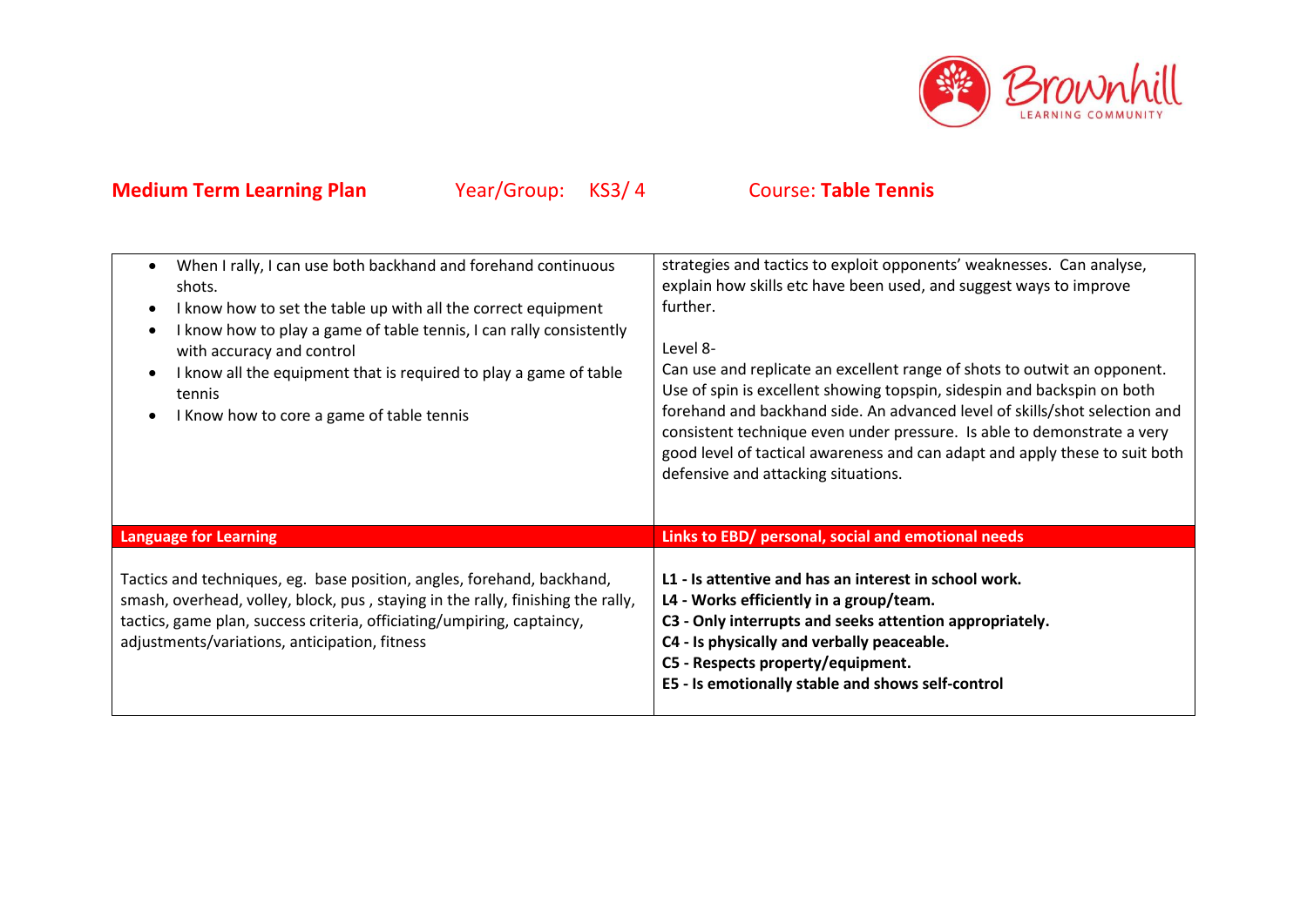**Medium Term Learning Plan** Year/Group: KS3/ 4 Course: **Table Tennis**

| | |
|---|---|
| • When I rally, I can use both backhand and forehand continuous shots.<br>• I know how to set the table up with all the correct equipment<br>• I know how to play a game of table tennis, I can rally consistently with accuracy and control<br>• I know all the equipment that is required to play a game of table tennis<br>• I Know how to core a game of table tennis | strategies and tactics to exploit opponents' weaknesses. Can analyse, explain how skills etc have been used, and suggest ways to improve further.<br><br>Level 8-<br>Can use and replicate an excellent range of shots to outwit an opponent. Use of spin is excellent showing topspin, sidespin and backspin on both forehand and backhand side. An advanced level of skills/shot selection and consistent technique even under pressure. Is able to demonstrate a very good level of tactical awareness and can adapt and apply these to suit both defensive and attacking situations. |
| **Language for Learning** | **Links to EBD/ personal, social and emotional needs** |
| Tactics and techniques, eg. base position, angles, forehand, backhand, smash, overhead, volley, block, pus , staying in the rally, finishing the rally, tactics, game plan, success criteria, officiating/umpiring, captaincy, adjustments/variations, anticipation, fitness | **L1 - Is attentive and has an interest in school work.**<br>**L4 - Works efficiently in a group/team.**<br>**C3 - Only interrupts and seeks attention appropriately.**<br>**C4 - Is physically and verbally peaceable.**<br>**C5 - Respects property/equipment.**<br>**E5 - Is emotionally stable and shows self-control** |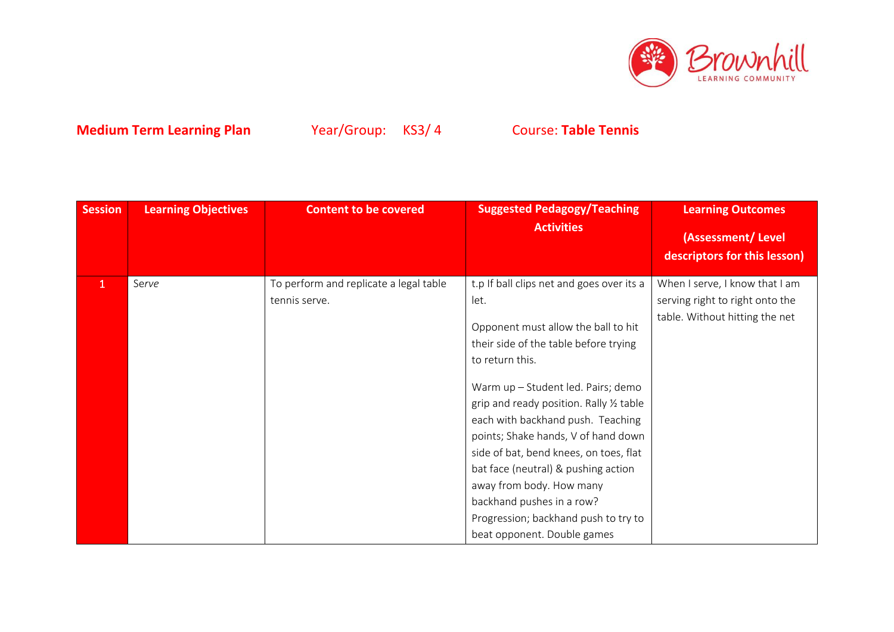**Medium Term Learning Plan** Year/Group: KS3/ 4 Course: **Table Tennis**

| Session | Learning Objectives | Content to be covered | Suggested Pedagogy/Teaching Activities | Learning Outcomes (Assessment/ Level descriptors for this lesson) |
|---|---|---|---|---|
| 1 | *Serve* | To perform and replicate a legal table tennis serve. | t.p If ball clips net and goes over its a let.<br><br>Opponent must allow the ball to hit their side of the table before trying to return this.<br><br>Warm up – Student led. Pairs; demo grip and ready position. Rally ½ table each with backhand push. Teaching points; Shake hands, V of hand down side of bat, bend knees, on toes, flat bat face (neutral) & pushing action away from body. How many backhand pushes in a row? Progression; backhand push to try to beat opponent. Double games | When I serve, I know that I am serving right to right onto the table. Without hitting the net |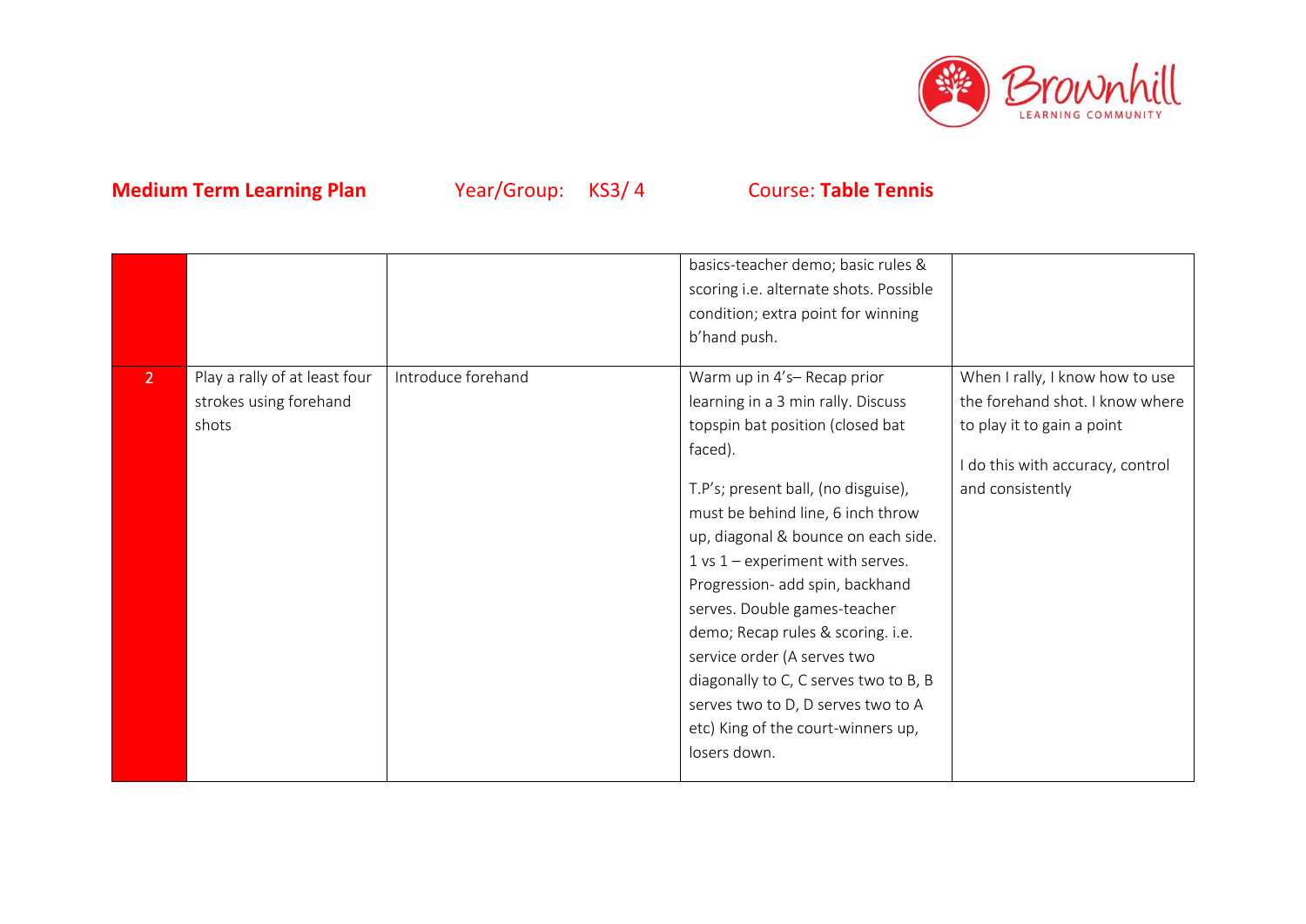**Medium Term Learning Plan** Year/Group: KS3/ 4 Course: **Table Tennis**

| | | | | |
|---|---|---|---|---|
| | | | basics-teacher demo; basic rules & scoring i.e. alternate shots. Possible condition; extra point for winning b'hand push. | |
| 2 | Play a rally of at least four strokes using forehand shots | Introduce forehand | Warm up in 4's– Recap prior learning in a 3 min rally. Discuss topspin bat position (closed bat faced).<br><br>T.P's; present ball, (no disguise), must be behind line, 6 inch throw up, diagonal & bounce on each side. 1 vs 1 – experiment with serves. Progression- add spin, backhand serves. Double games-teacher demo; Recap rules & scoring. i.e. service order (A serves two diagonally to C, C serves two to B, B serves two to D, D serves two to A etc) King of the court-winners up, losers down. | When I rally, I know how to use the forehand shot. I know where to play it to gain a point<br><br>I do this with accuracy, control and consistently |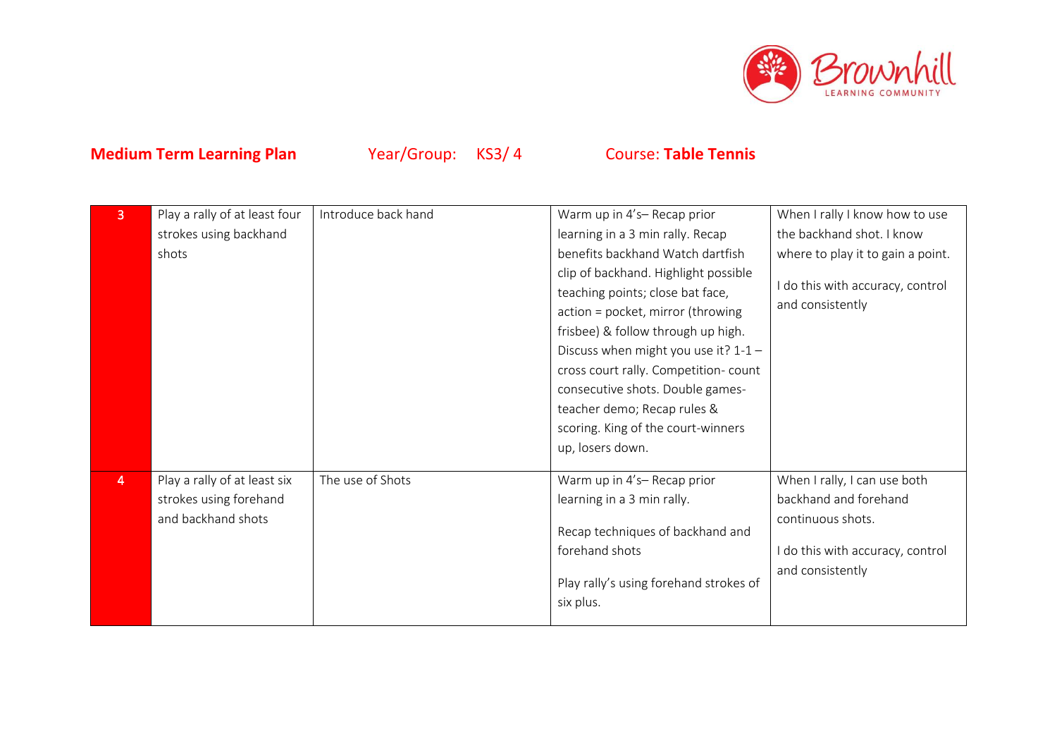**Medium Term Learning Plan** Year/Group: KS3/ 4 Course: **Table Tennis**

| | | | | |
|---|---|---|---|---|
| 3 | Play a rally of at least four strokes using backhand shots | Introduce back hand | Warm up in 4's– Recap prior learning in a 3 min rally. Recap benefits backhand Watch dartfish clip of backhand. Highlight possible teaching points; close bat face, action = pocket, mirror (throwing frisbee) & follow through up high. Discuss when might you use it? 1-1 – cross court rally. Competition- count consecutive shots. Double games- teacher demo; Recap rules & scoring. King of the court-winners up, losers down. | When I rally I know how to use the backhand shot. I know where to play it to gain a point.<br><br>I do this with accuracy, control and consistently |
| 4 | Play a rally of at least six strokes using forehand and backhand shots | The use of Shots | Warm up in 4's– Recap prior learning in a 3 min rally.<br><br>Recap techniques of backhand and forehand shots<br><br>Play rally's using forehand strokes of six plus. | When I rally, I can use both backhand and forehand continuous shots.<br><br>I do this with accuracy, control and consistently |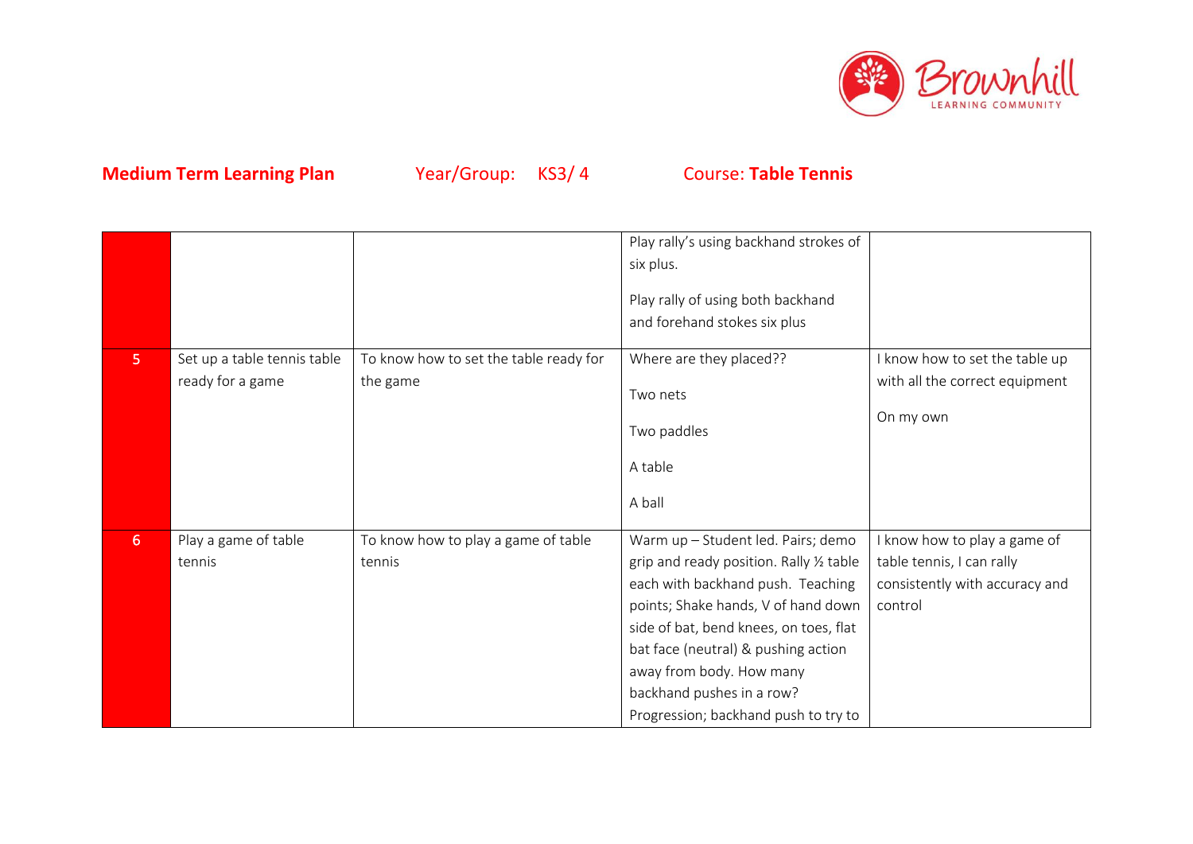**Medium Term Learning Plan** Year/Group: KS3/ 4 Course: **Table Tennis**

| | | | | |
|---|---|---|---|---|
| | | | Play rally's using backhand strokes of six plus.<br><br>Play rally of using both backhand and forehand stokes six plus | |
| 5 | Set up a table tennis table ready for a game | To know how to set the table ready for the game | Where are they placed??<br><br>Two nets<br><br>Two paddles<br><br>A table<br><br>A ball | I know how to set the table up with all the correct equipment<br><br>On my own |
| 6 | Play a game of table tennis | To know how to play a game of table tennis | Warm up – Student led. Pairs; demo grip and ready position. Rally ½ table each with backhand push. Teaching points; Shake hands, V of hand down side of bat, bend knees, on toes, flat bat face (neutral) & pushing action away from body. How many backhand pushes in a row? Progression; backhand push to try to | I know how to play a game of table tennis, I can rally consistently with accuracy and control |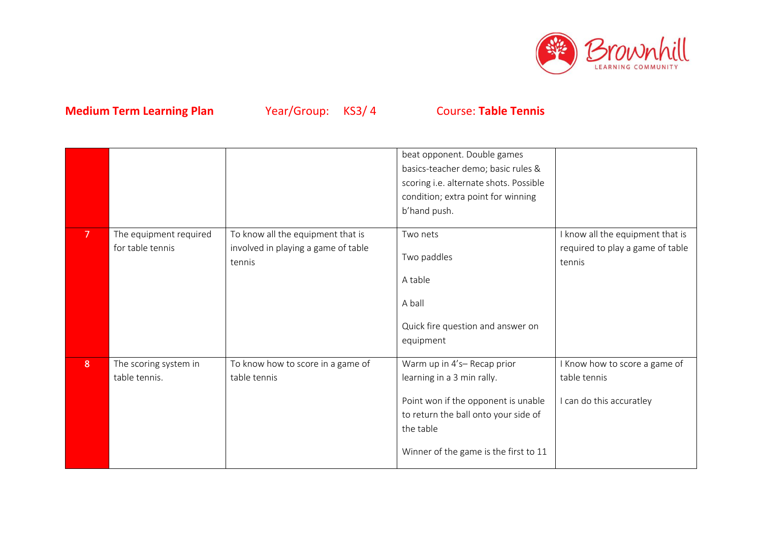**Medium Term Learning Plan** Year/Group: KS3/ 4 Course: **Table Tennis**

| | | | | |
|---|---|---|---|---|
| | | | beat opponent. Double games basics-teacher demo; basic rules & scoring i.e. alternate shots. Possible condition; extra point for winning b'hand push. | |
| 7 | The equipment required for table tennis | To know all the equipment that is involved in playing a game of table tennis | Two nets<br><br>Two paddles<br><br>A table<br><br>A ball<br><br>Quick fire question and answer on equipment | I know all the equipment that is required to play a game of table tennis |
| 8 | The scoring system in table tennis. | To know how to score in a game of table tennis | Warm up in 4's– Recap prior learning in a 3 min rally.<br><br>Point won if the opponent is unable to return the ball onto your side of the table<br><br>Winner of the game is the first to 11 | I Know how to score a game of table tennis<br><br>I can do this accuratley |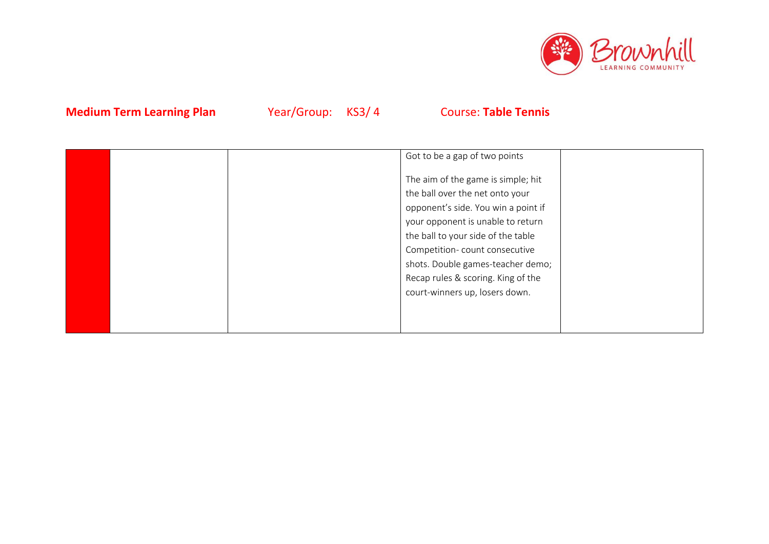**Medium Term Learning Plan** Year/Group: KS3/ 4 Course: **Table Tennis**

| | | | | |
|---|---|---|---|---|
| | | | Got to be a gap of two points<br><br>The aim of the game is simple; hit the ball over the net onto your opponent's side. You win a point if your opponent is unable to return the ball to your side of the table Competition- count consecutive shots. Double games-teacher demo; Recap rules & scoring. King of the court-winners up, losers down. | |